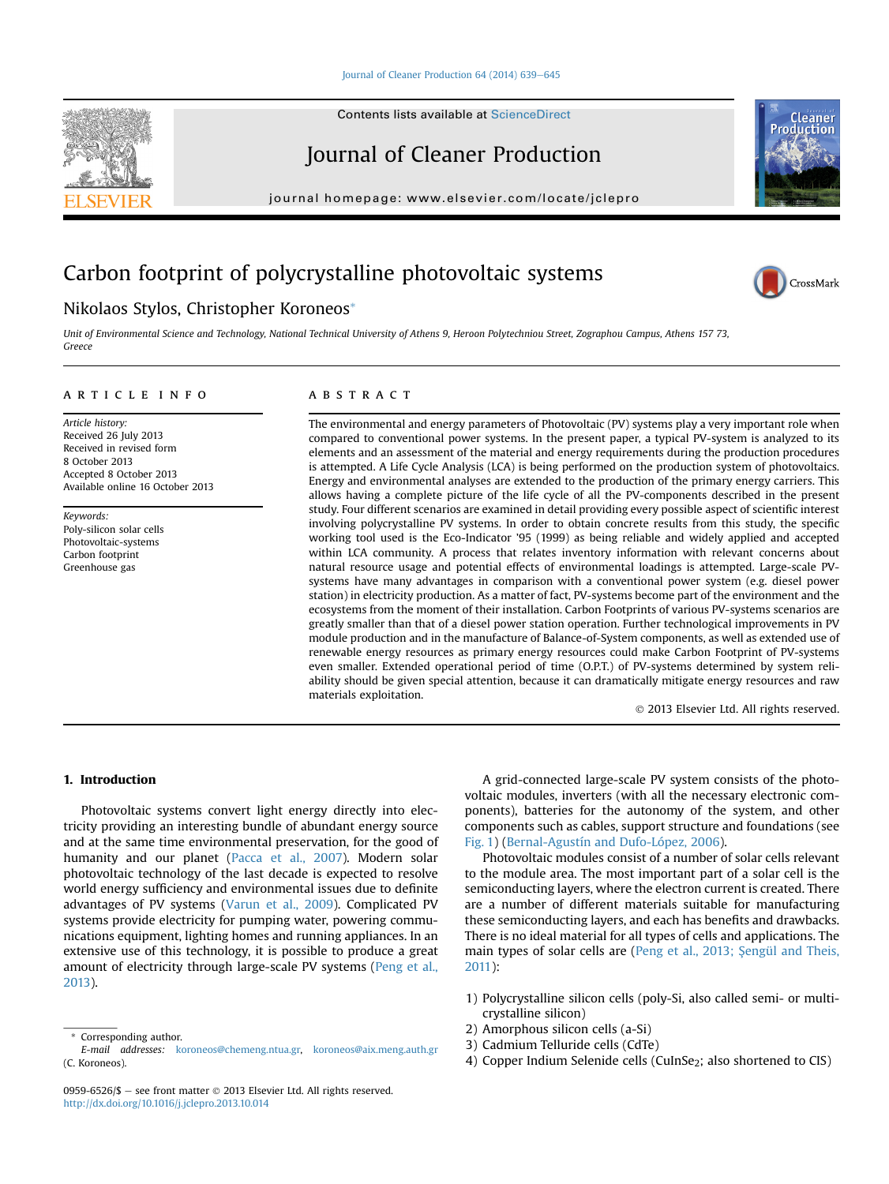# Carbon footprint of polycrystalline photovoltaic systems

Nikolaos Stylos, Christopher Koroneos*

*Unit of Environmental Science and Technology, National Technical University of Athens 9, Heroon Polytechniou Street, Zographou Campus, Athens 157 73, Greece*

## ARTICLE INFO

*Article history:*
Received 26 July 2013
Received in revised form
8 October 2013
Accepted 8 October 2013
Available online 16 October 2013

*Keywords:*
Poly-silicon solar cells
Photovoltaic-systems
Carbon footprint
Greenhouse gas

## ABSTRACT

The environmental and energy parameters of Photovoltaic (PV) systems play a very important role when compared to conventional power systems. In the present paper, a typical PV-system is analyzed to its elements and an assessment of the material and energy requirements during the production procedures is attempted. A Life Cycle Analysis (LCA) is being performed on the production system of photovoltaics. Energy and environmental analyses are extended to the production of the primary energy carriers. This allows having a complete picture of the life cycle of all the PV-components described in the present study. Four different scenarios are examined in all providing every possible aspect of scientific interest involving polycrystalline PV systems. In order to obtain concrete results from this study, the specific working tool used is the Eco-Indicator '95 (1999) as being reliable and widely applied and accepted within LCA community. A process that relates inventory information with relevant concerns about natural resource usage and potential effects of environmental loadings is attempted. Large-scale PV-systems have many advantages in comparison with a conventional power system (e.g. diesel power station) in electricity production. As a matter of fact, PV-systems become part of the environment and the ecosystems from the moment of their installation. Carbon Footprints of various PV-systems scenarios are greatly smaller than that of a diesel power station operation. Further technological improvements in PV module production and in the manufacture of Balance-of-System components, as well as extended use of renewable energy resources as primary energy resources could make Carbon Footprint of PV-systems even smaller. Extended operational period of time (O.P.T.) of PV-systems determined by system reliability should be given special attention, because it can dramatically mitigate energy resources and raw materials exploitation.

© 2013 Elsevier Ltd. All rights reserved.

## 1. Introduction

Photovoltaic systems convert light energy directly into electricity providing an interesting bundle of abundant energy source and at the same time environmental preservation, for the good of humanity and our planet (Pacca et al., 2007). Modern solar photovoltaic technology of the last decade is expected to resolve world energy sufficiency and environmental issues due to definite advantages of PV systems (Varun et al., 2009). Complicated PV systems provide electricity for pumping water, powering communications equipment, lighting homes and running appliances. In an extensive use of this technology, it is possible to produce a great amount of electricity through large-scale PV systems (Peng et al., 2013).

A grid-connected large-scale PV system consists of the photovoltaic modules, inverters (with all the necessary electronic components), batteries for the autonomy of the system, and other components such as cables, support structure and foundations (see Fig. 1) (Bernal-Agustín and Dufo-López, 2006).

Photovoltaic modules consist of a number of solar cells relevant to the module area. The most important part of a solar cell is the semiconducting layers, where the electron current is created. There are a number of different materials suitable for manufacturing these semiconducting layers, and each has benefits and drawbacks. There is no ideal material for all types of cells and applications. The main types of solar cells are (Peng et al., 2013; Şengül and Theis, 2011):

1) Polycrystalline silicon cells (poly-Si, also called semi- or multi-crystalline silicon)
2) Amorphous silicon cells (a-Si)
3) Cadmium Telluride cells (CdTe)
4) Copper Indium Selenide cells ($CuInSe_2$; also shortened to CIS)

* Corresponding author.
*E-mail addresses:* koroneos@chemeng.ntua.gr, koroneos@aix.meng.auth.gr (C. Koroneos).

0959-6526/$ – see front matter © 2013 Elsevier Ltd. All rights reserved.
http://dx.doi.org/10.1016/j.jclepro.2013.10.014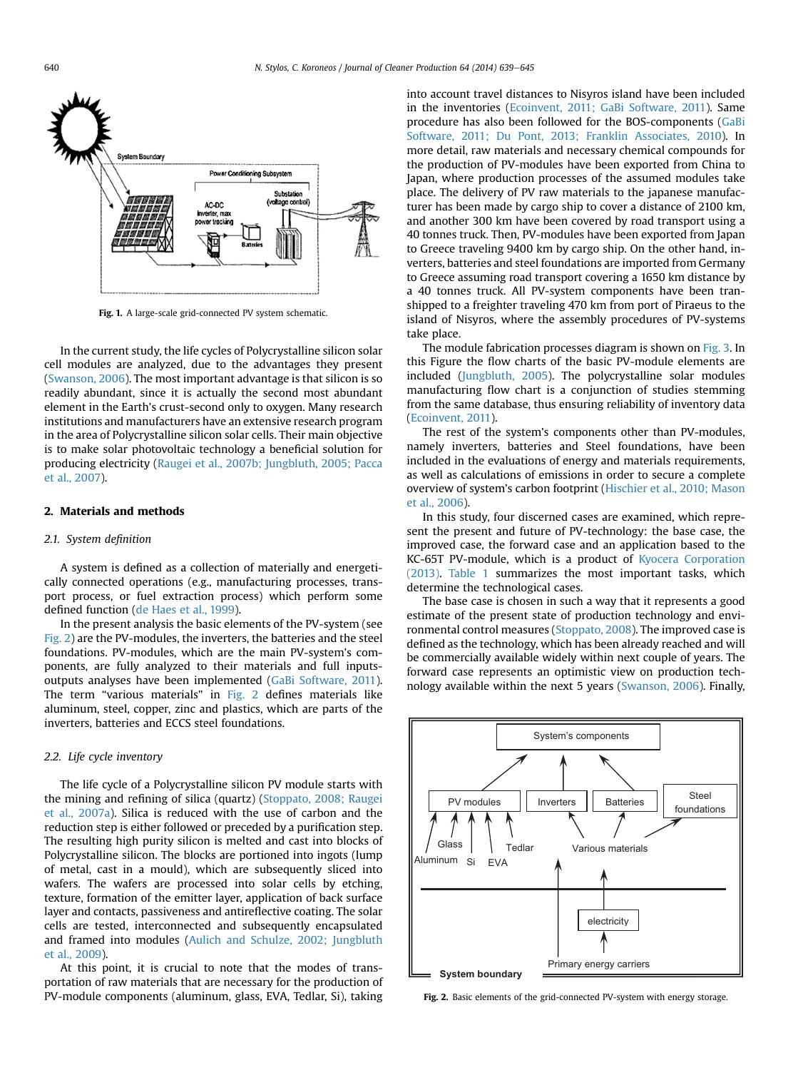Fig. 1. A large-scale grid-connected PV system schematic.

In the current study, the life cycles of Polycrystalline silicon solar cell modules are analyzed, due to the advantages they present (Swanson, 2006). The most important advantage is that silicon is so readily abundant, since it is actually the second most abundant element in the Earth's crust-second only to oxygen. Many research institutions and manufacturers have an extensive research program in the area of Polycrystalline silicon solar cells. Their main objective is to make solar photovoltaic technology a beneficial solution for producing electricity (Raugei et al., 2007b; Jungbluth, 2005; Pacca et al., 2007).

## 2. Materials and methods

### 2.1. System definition

A system is defined as a collection of materially and energetically connected operations (e.g., manufacturing processes, transport process, or fuel extraction process) which perform some defined function (de Haes et al., 1999).

In the present analysis the basic elements of the PV-system (see Fig. 2) are the PV-modules, the inverters, the batteries and the steel foundations. PV-modules, which are the main PV-system's components, are fully analyzed to their materials and full inputs-outputs analyses have been implemented (GaBi Software, 2011). The term "various materials" in Fig. 2 defines materials like aluminum, steel, copper, zinc and plastics, which are parts of the inverters, batteries and ECCS steel foundations.

### 2.2. Life cycle inventory

The life cycle of a Polycrystalline silicon PV module starts with the mining and refining of silica (quartz) (Stoppato, 2008; Raugei et al., 2007a). Silica is reduced with the use of carbon and the reduction step is either followed or preceded by a purification step. The resulting high purity silicon is melted and cast into blocks of Polycrystalline silicon. The blocks are portioned into ingots (lump of metal, cast in a mould), which are subsequently sliced into wafers. The wafers are processed into solar cells by etching, texture, formation of the emitter layer, application of back surface layer and contacts, passiveness and antireflective coating. The solar cells are tested, interconnected and subsequently encapsulated and framed into modules (Aulich and Schulze, 2002; Jungbluth et al., 2009).

At this point, it is crucial to note that the modes of transportation of raw materials that are necessary for the production of PV-module components (aluminum, glass, EVA, Tedlar, Si), taking into account travel distances to Nisyros island have been included in the inventories (Ecoinvent, 2011; GaBi Software, 2011). Same procedure has also been followed for the BOS-components (GaBi Software, 2011; Du Pont, 2013; Franklin Associates, 2010). In more detail, raw materials and necessary chemical compounds for the production of PV-modules have been exported from China to Japan, where production processes of the assumed modules take place. The delivery of PV raw materials to the japanese manufacturer has been made by cargo ship to cover a distance of 2100 km, and another 300 km have been covered by road transport using a 40 tonnes truck. Then, PV-modules have been exported from Japan to Greece traveling 9400 km by cargo ship. On the other hand, inverters, batteries and steel foundations are imported from Germany to Greece assuming road transport covering a 1650 km distance by a 40 tonnes truck. All PV-system components have been transhipped to a freighter traveling 470 km from port of Piraeus to the island of Nisyros, where the assembly procedures of PV-systems take place.

The module fabrication processes diagram is shown on Fig. 3. In this Figure the flow charts of the basic PV-module elements are included (Jungbluth, 2005). The polycrystalline solar modules manufacturing flow chart is a conjunction of studies stemming from the same database, thus ensuring reliability of inventory data (Ecoinvent, 2011).

The rest of the system's components other than PV-modules, namely inverters, batteries and Steel foundations, have been included in the evaluations of energy and materials requirements, as well as calculations of emissions in order to secure a complete overview of system's carbon footprint (Hischier et al., 2010; Mason et al., 2006).

In this study, four discerned cases are examined, which represent the present and future of PV-technology: the base case, the improved case, the forward case and an application based to the KC-65T PV-module, which is a product of Kyocera Corporation (2013). Table 1 summarizes the most important tasks, which determine the technological cases.

The base case is chosen in such a way that it represents a good estimate of the present state of production technology and environmental control measures (Stoppato, 2008). The improved case is defined as the technology, which has been already reached and will be commercially available widely within next couple of years. The forward case represents an optimistic view on production technology available within the next 5 years (Swanson, 2006). Finally,

Fig. 2. Basic elements of the grid-connected PV-system with energy storage.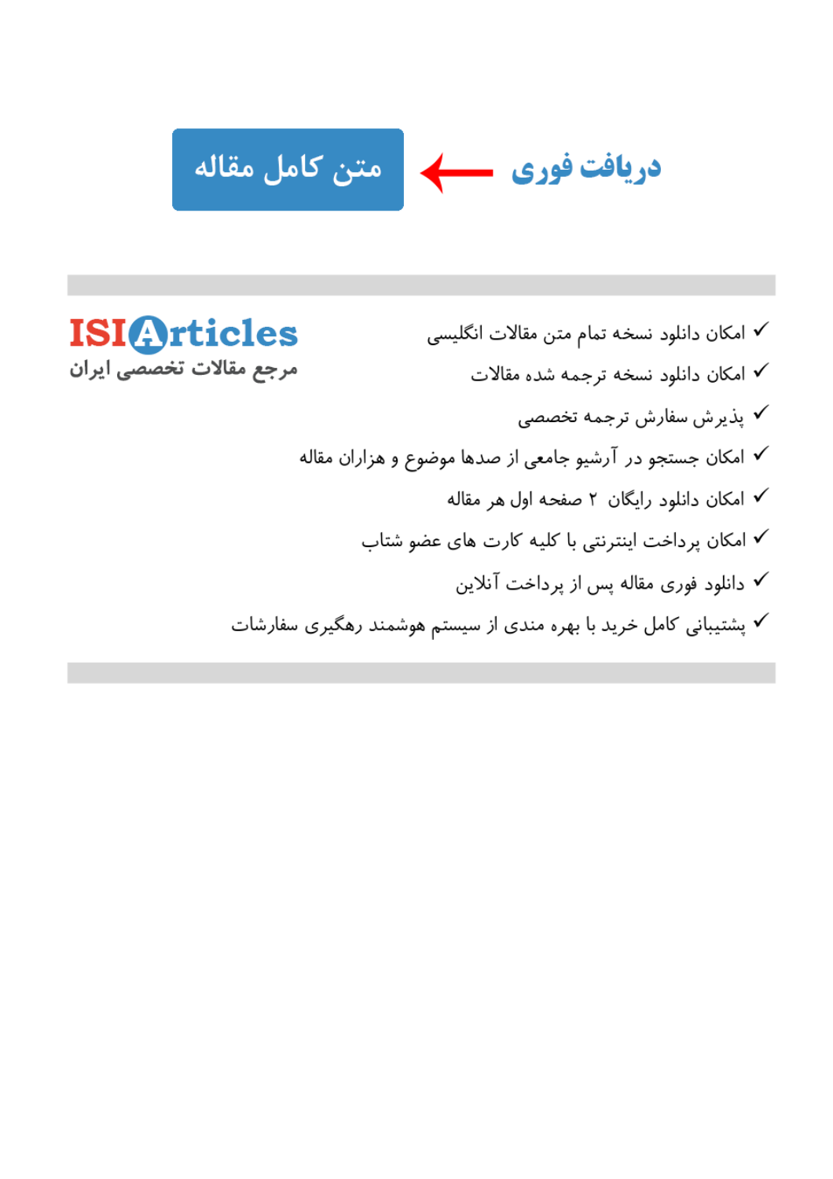**دریافت فوری** ← **متن کامل مقاله**

---

**ISIArticles**
**مرجع مقالات تخصصی ایران**

- ✓ امکان دانلود نسخه تمام متن مقالات انگلیسی
- ✓ امکان دانلود نسخه ترجمه شده مقالات
- ✓ پذیرش سفارش ترجمه تخصصی
- ✓ امکان جستجو در آرشیو جامعی از صدها موضوع و هزاران مقاله
- ✓ امکان دانلود رایگان ۲ صفحه اول هر مقاله
- ✓ امکان پرداخت اینترنتی با کلیه کارت های عضو شتاب
- ✓ دانلود فوری مقاله پس از پرداخت آنلاین
- ✓ پشتیبانی کامل خرید با بهره مندی از سیستم هوشمند رهگیری سفارشات

---